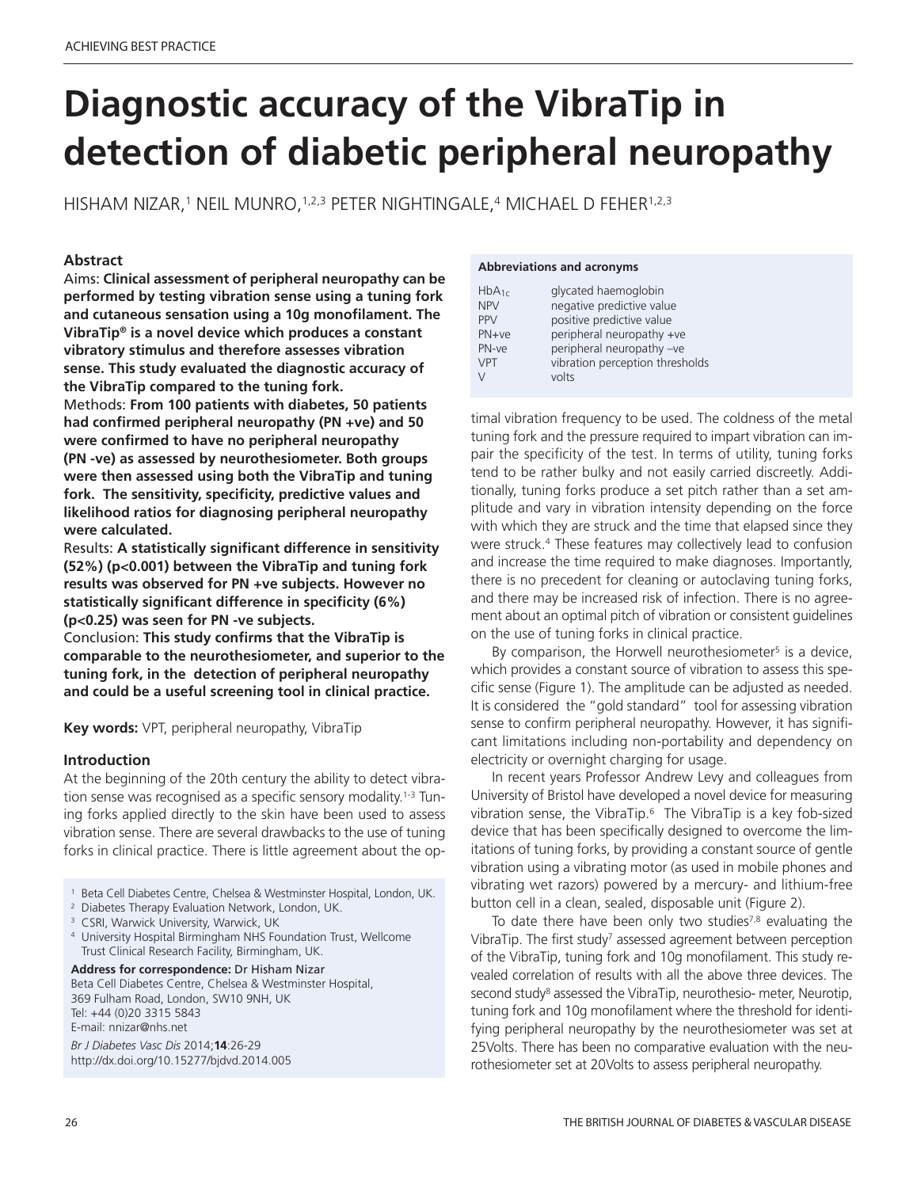ACHIEVING BEST PRACTICE

# Diagnostic accuracy of the VibraTip in detection of diabetic peripheral neuropathy

HISHAM NIZAR,[1] NEIL MUNRO,[1,2,3] PETER NIGHTINGALE,[4] MICHAEL D FEHER[1,2,3]

## Abstract

Aims: **Clinical assessment of peripheral neuropathy can be performed by testing vibration sense using a tuning fork and cutaneous sensation using a 10g monofilament. The VibraTip® is a novel device which produces a constant vibratory stimulus and therefore assesses vibration sense. This study evaluated the diagnostic accuracy of the VibraTip compared to the tuning fork.**

Methods: **From 100 patients with diabetes, 50 patients had confirmed peripheral neuropathy (PN +ve) and 50 were confirmed to have no peripheral neuropathy (PN -ve) as assessed by neurothesiometer. Both groups were then assessed using both the VibraTip and tuning fork. The sensitivity, specificity, predictive values and likelihood ratios for diagnosing peripheral neuropathy were calculated.**

Results: **A statistically significant difference in sensitivity (52%) ($p<0.001$) between the VibraTip and tuning fork results was observed for PN +ve subjects. However no statistically significant difference in specificity (6%) ($p<0.25$) was seen for PN -ve subjects.**

Conclusion: **This study confirms that the VibraTip is comparable to the neurothesiometer, and superior to the tuning fork, in the detection of peripheral neuropathy and could be a useful screening tool in clinical practice.**

**Key words:** VPT, peripheral neuropathy, VibraTip

**Abbreviations and acronyms**

| | |
|---|---|
| $HbA_{1c}$ | glycated haemoglobin |
| NPV | negative predictive value |
| PPV | positive predictive value |
| PN+ve | peripheral neuropathy +ve |
| PN-ve | peripheral neuropathy –ve |
| VPT | vibration perception thresholds |
| V | volts |

## Introduction

At the beginning of the 20th century the ability to detect vibration sense was recognised as a specific sensory modality.[1-3] Tuning forks applied directly to the skin have been used to assess vibration sense. There are several drawbacks to the use of tuning forks in clinical practice. There is little agreement about the optimal vibration frequency to be used. The coldness of the metal tuning fork and the pressure required to impart vibration can impair the specificity of the test. In terms of utility, tuning forks tend to be rather bulky and not easily carried discreetly. Additionally, tuning forks produce a set pitch rather than a set amplitude and vary in vibration intensity depending on the force with which they are struck and the time that elapsed since they were struck.[4] These features may collectively lead to confusion and increase the time required to make diagnoses. Importantly, there is no precedent for cleaning or autoclaving tuning forks, and there may be increased risk of infection. There is no agreement about an optimal pitch of vibration or consistent guidelines on the use of tuning forks in clinical practice.

By comparison, the Horwell neurothesiometer[5] is a device, which provides a constant source of vibration to assess this specific sense (Figure 1). The amplitude can be adjusted as needed. It is considered the "gold standard" tool for assessing vibration sense to confirm peripheral neuropathy. However, it has significant limitations including non-portability and dependency on electricity or overnight charging for usage.

In recent years Professor Andrew Levy and colleagues from University of Bristol have developed a novel device for measuring vibration sense, the VibraTip.[6] The VibraTip is a key fob-sized device that has been specifically designed to overcome the limitations of tuning forks, by providing a constant source of gentle vibration using a vibrating motor (as used in mobile phones and vibrating wet razors) powered by a mercury- and lithium-free button cell in a clean, sealed, disposable unit (Figure 2).

To date there have been only two studies[7,8] evaluating the VibraTip. The first study[7] assessed agreement between perception of the VibraTip, tuning fork and 10g monofilament. This study revealed correlation of results with all the above three devices. The second study[8] assessed the VibraTip, neurothesio- meter, Neurotip, tuning fork and 10g monofilament where the threshold for identifying peripheral neuropathy by the neurothesiometer was set at 25Volts. There has been no comparative evaluation with the neurothesiometer set at 20Volts to assess peripheral neuropathy.

---

[1] Beta Cell Diabetes Centre, Chelsea & Westminster Hospital, London, UK.
[2] Diabetes Therapy Evaluation Network, London, UK.
[3] CSRI, Warwick University, Warwick, UK
[4] University Hospital Birmingham NHS Foundation Trust, Wellcome Trust Clinical Research Facility, Birmingham, UK.

**Address for correspondence:** Dr Hisham Nizar
Beta Cell Diabetes Centre, Chelsea & Westminster Hospital,
369 Fulham Road, London, SW10 9NH, UK
Tel: +44 (0)20 3315 5843
E-mail: nnizar@nhs.net

*Br J Diabetes Vasc Dis* 2014;**14**:26-29
http://dx.doi.org/10.15277/bjdvd.2014.005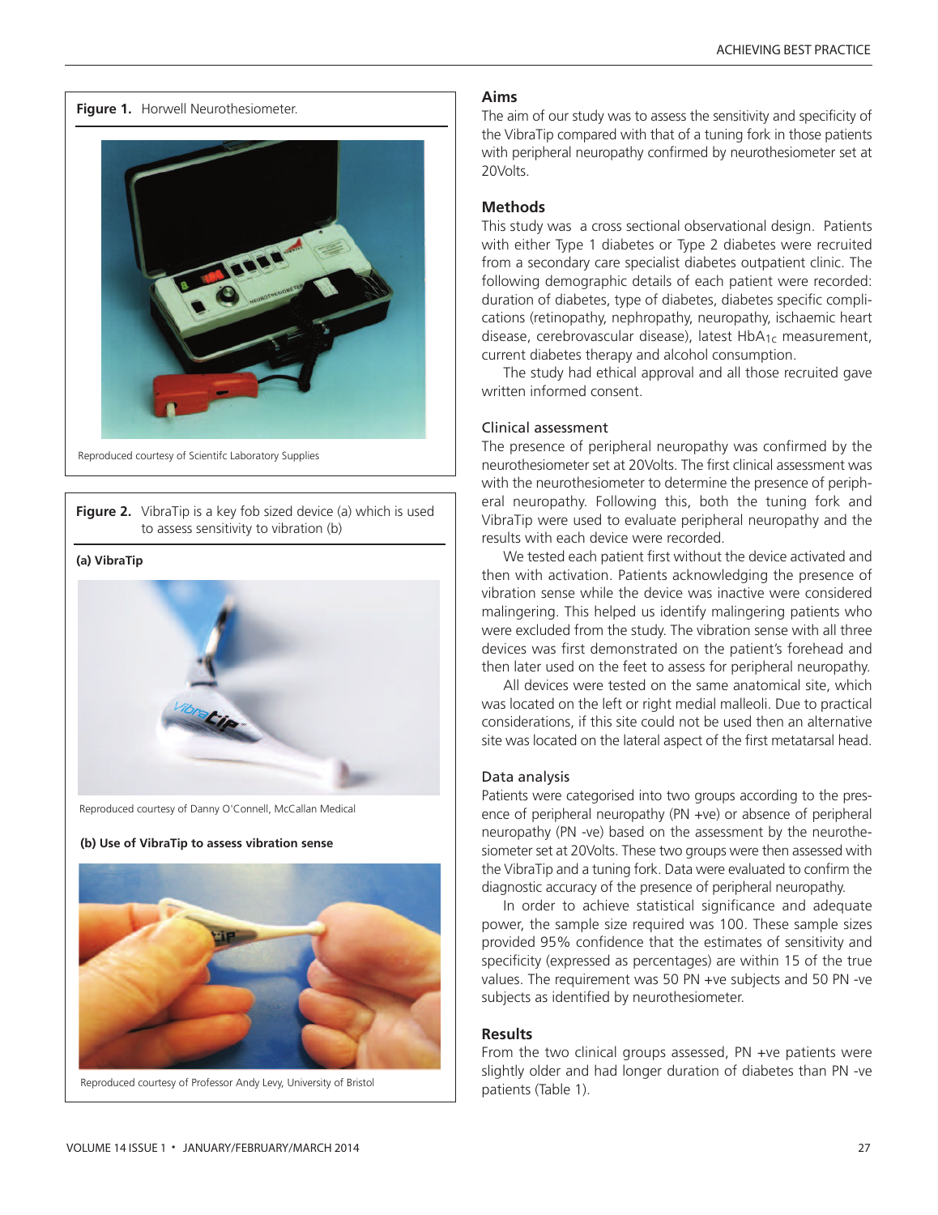**Figure 1.** Horwell Neurothesiometer.

Reproduced courtesy of Scientifc Laboratory Supplies

**Figure 2.** VibraTip is a key fob sized device (a) which is used to assess sensitivity to vibration (b)

**(a) VibraTip**

Reproduced courtesy of Danny O'Connell, McCallan Medical

**(b) Use of VibraTip to assess vibration sense**

Reproduced courtesy of Professor Andy Levy, University of Bristol

## Aims

The aim of our study was to assess the sensitivity and specificity of the VibraTip compared with that of a tuning fork in those patients with peripheral neuropathy confirmed by neurothesiometer set at 20Volts.

## Methods

This study was a cross sectional observational design. Patients with either Type 1 diabetes or Type 2 diabetes were recruited from a secondary care specialist diabetes outpatient clinic. The following demographic details of each patient were recorded: duration of diabetes, type of diabetes, diabetes specific complications (retinopathy, nephropathy, neuropathy, ischaemic heart disease, cerebrovascular disease), latest $HbA_{1c}$ measurement, current diabetes therapy and alcohol consumption.

The study had ethical approval and all those recruited gave written informed consent.

### Clinical assessment

The presence of peripheral neuropathy was confirmed by the neurothesiometer set at 20Volts. The first clinical assessment was with the neurothesiometer to determine the presence of peripheral neuropathy. Following this, both the tuning fork and VibraTip were used to evaluate peripheral neuropathy and the results with each device were recorded.

We tested each patient first without the device activated and then with activation. Patients acknowledging the presence of vibration sense while the device was inactive were considered malingering. This helped us identify malingering patients who were excluded from the study. The vibration sense with all three devices was first demonstrated on the patient's forehead and then later used on the feet to assess for peripheral neuropathy.

All devices were tested on the same anatomical site, which was located on the left or right medial malleoli. Due to practical considerations, if this site could not be used then an alternative site was located on the lateral aspect of the first metatarsal head.

### Data analysis

Patients were categorised into two groups according to the presence of peripheral neuropathy (PN +ve) or absence of peripheral neuropathy (PN -ve) based on the assessment by the neurothesiometer set at 20Volts. These two groups were then assessed with the VibraTip and a tuning fork. Data were evaluated to confirm the diagnostic accuracy of the presence of peripheral neuropathy.

In order to achieve statistical significance and adequate power, the sample size required was 100. These sample sizes provided 95% confidence that the estimates of sensitivity and specificity (expressed as percentages) are within 15 of the true values. The requirement was 50 PN +ve subjects and 50 PN -ve subjects as identified by neurothesiometer.

## Results

From the two clinical groups assessed, PN +ve patients were slightly older and had longer duration of diabetes than PN -ve patients (Table 1).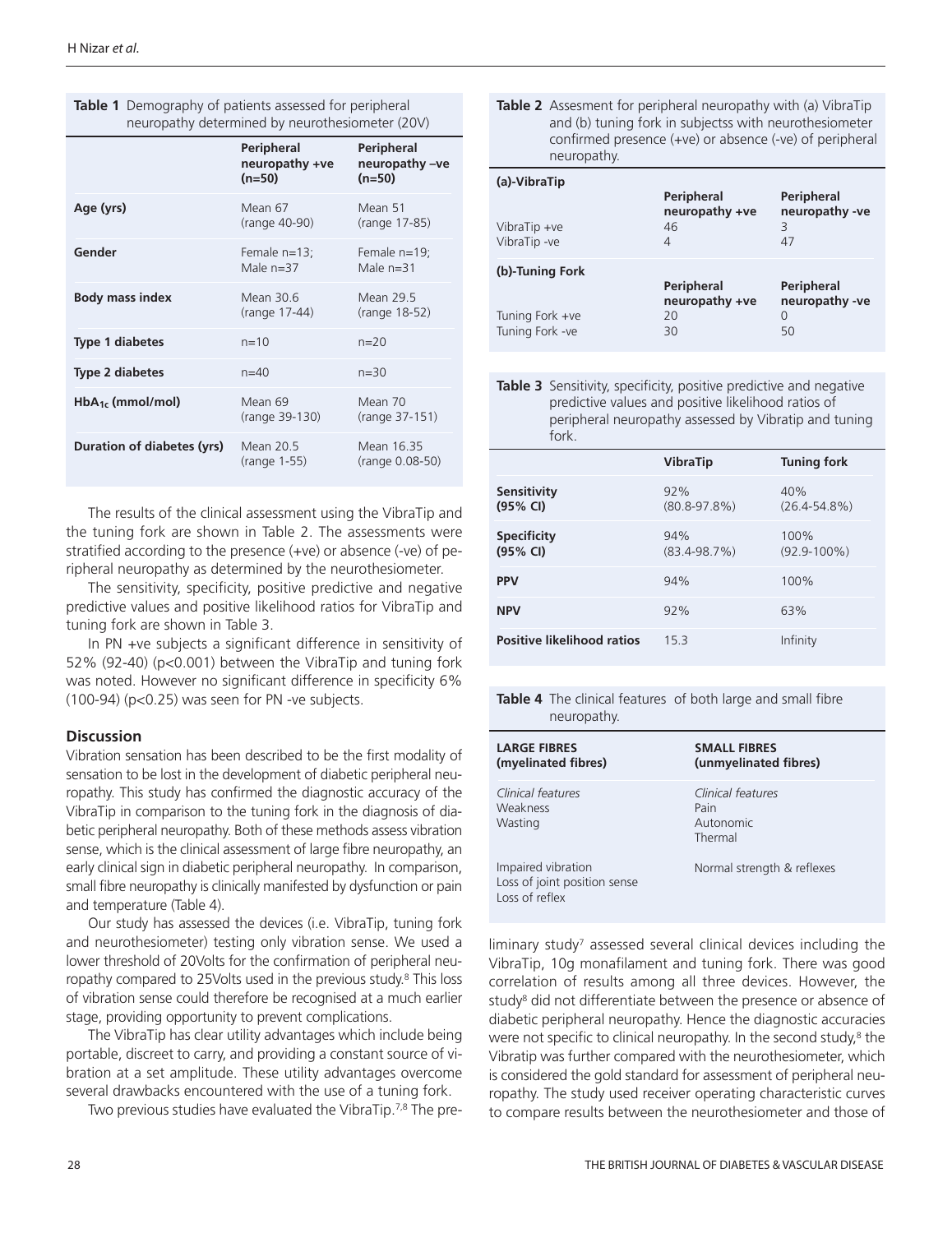**Table 1** Demography of patients assessed for peripheral neuropathy determined by neurothesiometer (20V)

| | Peripheral neuropathy +ve (n=50) | Peripheral neuropathy –ve (n=50) |
|---|---|---|
| **Age (yrs)** | Mean 67 (range 40-90) | Mean 51 (range 17-85) |
| **Gender** | Female n=13; Male n=37 | Female n=19; Male n=31 |
| **Body mass index** | Mean 30.6 (range 17-44) | Mean 29.5 (range 18-52) |
| **Type 1 diabetes** | n=10 | n=20 |
| **Type 2 diabetes** | n=40 | n=30 |
| **$HbA_{1c}$ (mmol/mol)** | Mean 69 (range 39-130) | Mean 70 (range 37-151) |
| **Duration of diabetes (yrs)** | Mean 20.5 (range 1-55) | Mean 16.35 (range 0.08-50) |

The results of the clinical assessment using the VibraTip and the tuning fork are shown in Table 2. The assessments were stratified according to the presence (+ve) or absence (-ve) of peripheral neuropathy as determined by the neurothesiometer.

The sensitivity, specificity, positive predictive and negative predictive values and positive likelihood ratios for VibraTip and tuning fork are shown in Table 3.

In PN +ve subjects a significant difference in sensitivity of 52% (92-40) ($p<0.001$) between the VibraTip and tuning fork was noted. However no significant difference in specificity 6% (100-94) ($p<0.25$) was seen for PN -ve subjects.

## Discussion

Vibration sensation has been described to be the first modality of sensation to be lost in the development of diabetic peripheral neuropathy. This study has confirmed the diagnostic accuracy of the VibraTip in comparison to the tuning fork in the diagnosis of diabetic peripheral neuropathy. Both of these methods assess vibration sense, which is the clinical assessment of large fibre neuropathy, an early clinical sign in diabetic peripheral neuropathy. In comparison, small fibre neuropathy is clinically manifested by dysfunction or pain and temperature (Table 4).

Our study has assessed the devices (i.e. VibraTip, tuning fork and neurothesiometer) testing only vibration sense. We used a lower threshold of 20Volts for the confirmation of peripheral neuropathy compared to 25Volts used in the previous study.[8] This loss of vibration sense could therefore be recognised at a much earlier stage, providing opportunity to prevent complications.

The VibraTip has clear utility advantages which include being portable, discreet to carry, and providing a constant source of vibration at a set amplitude. These utility advantages overcome several drawbacks encountered with the use of a tuning fork.

Two previous studies have evaluated the VibraTip.[7,8] The preliminary study[7] assessed several clinical devices including the VibraTip, 10g monafilament and tuning fork. There was good correlation of results among all three devices. However, the study[8] did not differentiate between the presence or absence of diabetic peripheral neuropathy. Hence the diagnostic accuracies were not specific to clinical neuropathy. In the second study,[8] the Vibratip was further compared with the neurothesiometer, which is considered the gold standard for assessment of peripheral neuropathy. The study used receiver operating characteristic curves to compare results between the neurothesiometer and those of

**Table 2** Assesment for peripheral neuropathy with (a) VibraTip and (b) tuning fork in subjectss with neurothesiometer confirmed presence (+ve) or absence (-ve) of peripheral neuropathy.

| **(a)-VibraTip** | | |
|---|---|---|
| | Peripheral neuropathy +ve | Peripheral neuropathy -ve |
| VibraTip +ve | 46 | 3 |
| VibraTip -ve | 4 | 47 |
| **(b)-Tuning Fork** | | |
| | Peripheral neuropathy +ve | Peripheral neuropathy -ve |
| Tuning Fork +ve | 20 | 0 |
| Tuning Fork -ve | 30 | 50 |

**Table 3** Sensitivity, specificity, positive predictive and negative predictive values and positive likelihood ratios of peripheral neuropathy assessed by Vibratip and tuning fork.

| | VibraTip | Tuning fork |
|---|---|---|
| **Sensitivity (95% CI)** | 92% (80.8-97.8%) | 40% (26.4-54.8%) |
| **Specificity (95% CI)** | 94% (83.4-98.7%) | 100% (92.9-100%) |
| **PPV** | 94% | 100% |
| **NPV** | 92% | 63% |
| **Positive likelihood ratios** | 15.3 | Infinity |

**Table 4** The clinical features of both large and small fibre neuropathy.

| LARGE FIBRES (myelinated fibres) | SMALL FIBRES (unmyelinated fibres) |
|---|---|
| *Clinical features* Weakness Wasting | *Clinical features* Pain Autonomic Thermal |
| Impaired vibration Loss of joint position sense Loss of reflex | Normal strength & reflexes |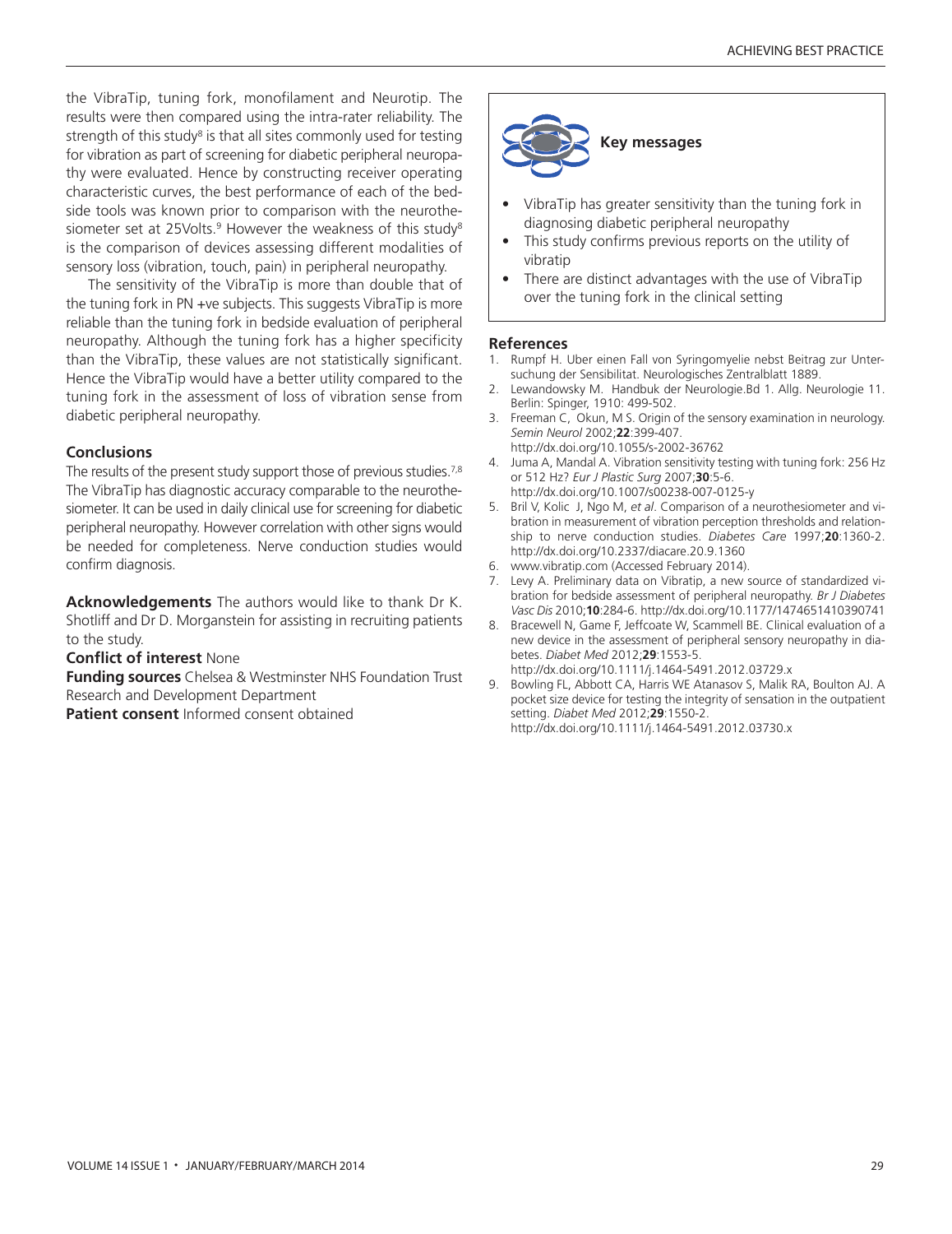the VibraTip, tuning fork, monofilament and Neurotip. The results were then compared using the intra-rater reliability. The strength of this study[8] is that all sites commonly used for testing for vibration as part of screening for diabetic peripheral neuropathy were evaluated. Hence by constructing receiver operating characteristic curves, the best performance of each of the bedside tools was known prior to comparison with the neurothesiometer set at 25Volts.[9] However the weakness of this study[8] is the comparison of devices assessing different modalities of sensory loss (vibration, touch, pain) in peripheral neuropathy.

The sensitivity of the VibraTip is more than double that of the tuning fork in PN +ve subjects. This suggests VibraTip is more reliable than the tuning fork in bedside evaluation of peripheral neuropathy. Although the tuning fork has a higher specificity than the VibraTip, these values are not statistically significant. Hence the VibraTip would have a better utility compared to the tuning fork in the assessment of loss of vibration sense from diabetic peripheral neuropathy.

## Conclusions

The results of the present study support those of previous studies.[7,8] The VibraTip has diagnostic accuracy comparable to the neurothesiometer. It can be used in daily clinical use for screening for diabetic peripheral neuropathy. However correlation with other signs would be needed for completeness. Nerve conduction studies would confirm diagnosis.

**Acknowledgements** The authors would like to thank Dr K. Shotliff and Dr D. Morganstein for assisting in recruiting patients to the study.

**Conflict of interest** None

**Funding sources** Chelsea & Westminster NHS Foundation Trust Research and Development Department

**Patient consent** Informed consent obtained

### Key messages

- VibraTip has greater sensitivity than the tuning fork in diagnosing diabetic peripheral neuropathy
- This study confirms previous reports on the utility of vibratip
- There are distinct advantages with the use of VibraTip over the tuning fork in the clinical setting

## References

1. Rumpf H. Uber einen Fall von Syringomyelie nebst Beitrag zur Untersuchung der Sensibilitat. Neurologisches Zentralblatt 1889.
2. Lewandowsky M. Handbuk der Neurologie.Bd 1. Allg. Neurologie 11. Berlin: Spinger, 1910: 499-502.
3. Freeman C, Okun, M S. Origin of the sensory examination in neurology. *Semin Neurol* 2002;**22**:399-407. http://dx.doi.org/10.1055/s-2002-36762
4. Juma A, Mandal A. Vibration sensitivity testing with tuning fork: 256 Hz or 512 Hz? *Eur J Plastic Surg* 2007;**30**:5-6. http://dx.doi.org/10.1007/s00238-007-0125-y
5. Bril V, Kolic J, Ngo M, *et al*. Comparison of a neurothesiometer and vibration in measurement of vibration perception thresholds and relationship to nerve conduction studies. *Diabetes Care* 1997;**20**:1360-2. http://dx.doi.org/10.2337/diacare.20.9.1360
6. www.vibratip.com (Accessed February 2014).
7. Levy A. Preliminary data on Vibratip, a new source of standardized vibration for bedside assessment of peripheral neuropathy. *Br J Diabetes Vasc Dis* 2010;**10**:284-6. http://dx.doi.org/10.1177/1474651410390741
8. Bracewell N, Game F, Jeffcoate W, Scammell BE. Clinical evaluation of a new device in the assessment of peripheral sensory neuropathy in diabetes. *Diabet Med* 2012;**29**:1553-5. http://dx.doi.org/10.1111/j.1464-5491.2012.03729.x
9. Bowling FL, Abbott CA, Harris WE Atanasov S, Malik RA, Boulton AJ. A pocket size device for testing the integrity of sensation in the outpatient setting. *Diabet Med* 2012;**29**:1550-2. http://dx.doi.org/10.1111/j.1464-5491.2012.03730.x